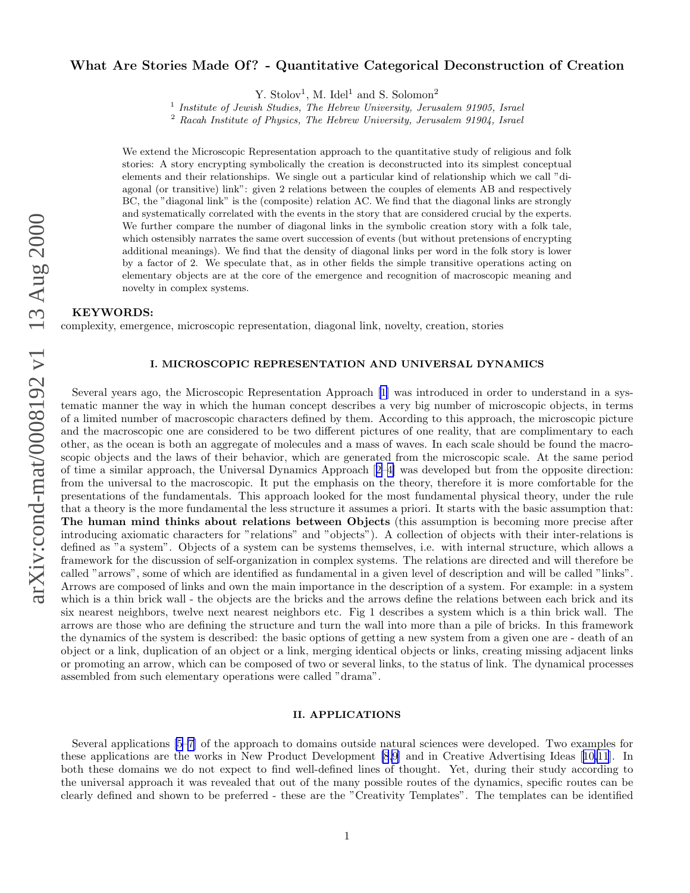# What Are Stories Made Of? - Quantitative Categorical Deconstruction of Creation

Y. Stolov[1], M. Idel[1] and S. Solomon[2]

[1] *Institute of Jewish Studies, The Hebrew University, Jerusalem 91905, Israel*

[2] *Racah Institute of Physics, The Hebrew University, Jerusalem 91904, Israel*

We extend the Microscopic Representation approach to the quantitative study of religious and folk stories: A story encrypting symbolically the creation is deconstructed into its simplest conceptual elements and their relationships. We single out a particular kind of relationship which we call "diagonal (or transitive) link": given 2 relations between the couples of elements AB and respectively BC, the "diagonal link" is the (composite) relation AC. We find that the diagonal links are strongly and systematically correlated with the events in the story that are considered crucial by the experts. We further compare the number of diagonal links in the symbolic creation story with a folk tale, which ostensibly narrates the same overt succession of events (but without pretensions of encrypting additional meanings). We find that the density of diagonal links per word in the folk story is lower by a factor of 2. We speculate that, as in other fields the simple transitive operations acting on elementary objects are at the core of the emergence and recognition of macroscopic meaning and novelty in complex systems.

**KEYWORDS:**

complexity, emergence, microscopic representation, diagonal link, novelty, creation, stories

## I. MICROSCOPIC REPRESENTATION AND UNIVERSAL DYNAMICS

Several years ago, the Microscopic Representation Approach [1] was introduced in order to understand in a systematic manner the way in which the human concept describes a very big number of microscopic objects, in terms of a limited number of macroscopic characters defined by them. According to this approach, the microscopic picture and the macroscopic one are considered to be two different pictures of one reality, that are complimentary to each other, as the ocean is both an aggregate of molecules and a mass of waves. In each scale should be found the macroscopic objects and the laws of their behavior, which are generated from the microscopic scale. At the same period of time a similar approach, the Universal Dynamics Approach [2–4] was developed but from the opposite direction: from the universal to the macroscopic. It put the emphasis on the theory, therefore it is more comfortable for the presentations of the fundamentals. This approach looked for the most fundamental physical theory, under the rule that a theory is the more fundamental the less structure it assumes a priori. It starts with the basic assumption that: **The human mind thinks about relations between Objects** (this assumption is becoming more precise after introducing axiomatic characters for "relations" and "objects"). A collection of objects with their inter-relations is defined as "a system". Objects of a system can be systems themselves, i.e. with internal structure, which allows a framework for the discussion of self-organization in complex systems. The relations are directed and will therefore be called "arrows", some of which are identified as fundamental in a given level of description and will be called "links". Arrows are composed of links and own the main importance in the description of a system. For example: in a system which is a thin brick wall - the objects are the bricks and the arrows define the relations between each brick and its six nearest neighbors, twelve next nearest neighbors etc. Fig 1 describes a system which is a thin brick wall. The arrows are those who are defining the structure and turn the wall into more than a pile of bricks. In this framework the dynamics of the system is described: the basic options of getting a new system from a given one are - death of an object or a link, duplication of an object or a link, merging identical objects or links, creating missing adjacent links or promoting an arrow, which can be composed of two or several links, to the status of link. The dynamical processes assembled from such elementary operations were called "drama".

## II. APPLICATIONS

Several applications [5–7] of the approach to domains outside natural sciences were developed. Two examples for these applications are the works in New Product Development [8,9] and in Creative Advertising Ideas [10,11]. In both these domains we do not expect to find well-defined lines of thought. Yet, during their study according to the universal approach it was revealed that out of the many possible routes of the dynamics, specific routes can be clearly defined and shown to be preferred - these are the "Creativity Templates". The templates can be identified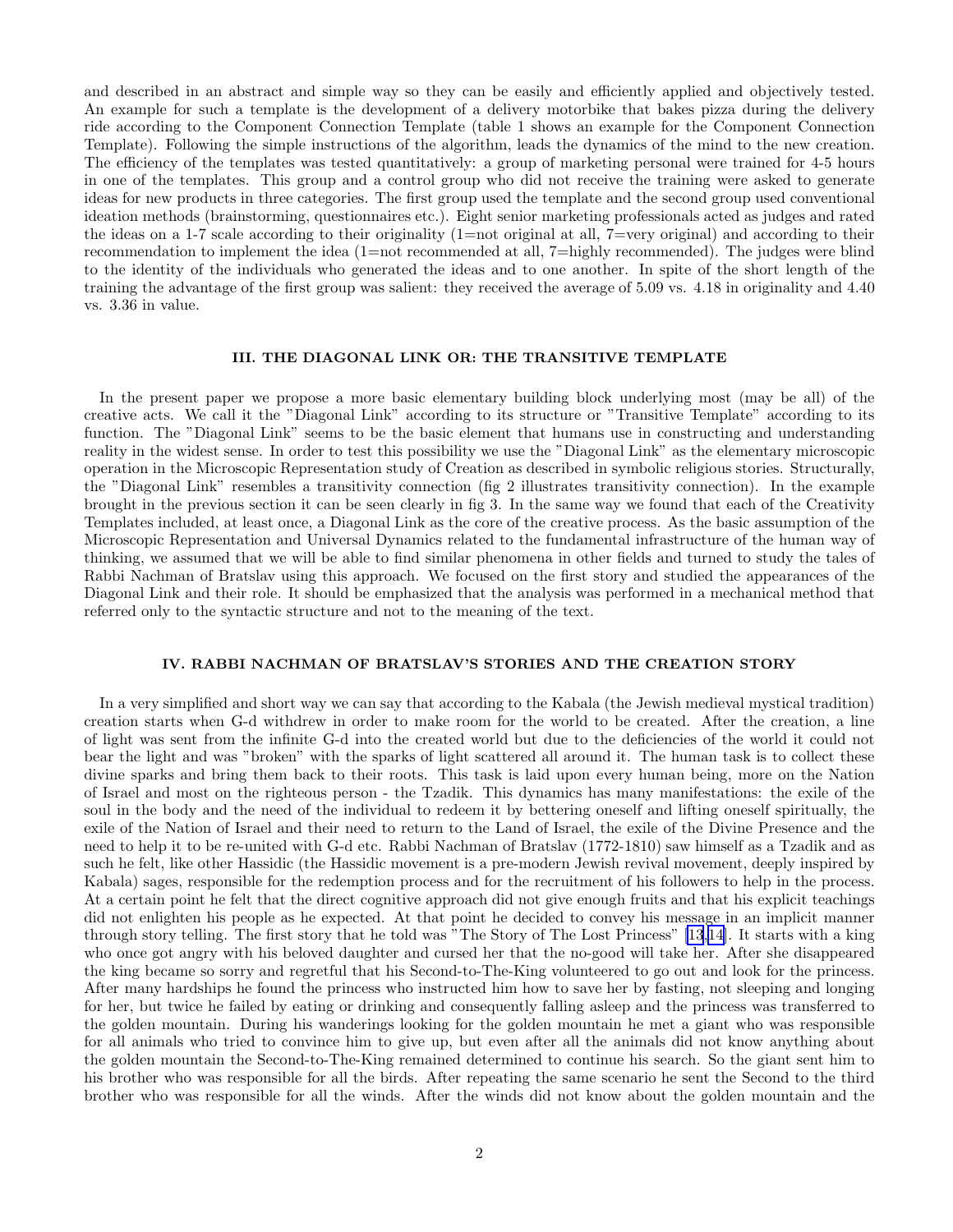and described in an abstract and simple way so they can be easily and efficiently applied and objectively tested. An example for such a template is the development of a delivery motorbike that bakes pizza during the delivery ride according to the Component Connection Template (table 1 shows an example for the Component Connection Template). Following the simple instructions of the algorithm, leads the dynamics of the mind to the new creation. The efficiency of the templates was tested quantitatively: a group of marketing personal were trained for 4-5 hours in one of the templates. This group and a control group who did not receive the training were asked to generate ideas for new products in three categories. The first group used the template and the second group used conventional ideation methods (brainstorming, questionnaires etc.). Eight senior marketing professionals acted as judges and rated the ideas on a 1-7 scale according to their originality (1=not original at all, 7=very original) and according to their recommendation to implement the idea (1=not recommended at all, 7=highly recommended). The judges were blind to the identity of the individuals who generated the ideas and to one another. In spite of the short length of the training the advantage of the first group was salient: they received the average of 5.09 vs. 4.18 in originality and 4.40 vs. 3.36 in value.

## III. THE DIAGONAL LINK OR: THE TRANSITIVE TEMPLATE

In the present paper we propose a more basic elementary building block underlying most (may be all) of the creative acts. We call it the "Diagonal Link" according to its structure or "Transitive Template" according to its function. The "Diagonal Link" seems to be the basic element that humans use in constructing and understanding reality in the widest sense. In order to test this possibility we use the "Diagonal Link" as the elementary microscopic operation in the Microscopic Representation study of Creation as described in symbolic religious stories. Structurally, the "Diagonal Link" resembles a transitivity connection (fig 2 illustrates transitivity connection). In the example brought in the previous section it can be seen clearly in fig 3. In the same way we found that each of the Creativity Templates included, at least once, a Diagonal Link as the core of the creative process. As the basic assumption of the Microscopic Representation and Universal Dynamics related to the fundamental infrastructure of the human way of thinking, we assumed that we will be able to find similar phenomena in other fields and turned to study the tales of Rabbi Nachman of Bratslav using this approach. We focused on the first story and studied the appearances of the Diagonal Link and their role. It should be emphasized that the analysis was performed in a mechanical method that referred only to the syntactic structure and not to the meaning of the text.

## IV. RABBI NACHMAN OF BRATSLAV'S STORIES AND THE CREATION STORY

In a very simplified and short way we can say that according to the Kabala (the Jewish medieval mystical tradition) creation starts when G-d withdrew in order to make room for the world to be created. After the creation, a line of light was sent from the infinite G-d into the created world but due to the deficiencies of the world it could not bear the light and was "broken" with the sparks of light scattered all around it. The human task is to collect these divine sparks and bring them back to their roots. This task is laid upon every human being, more on the Nation of Israel and most on the righteous person - the Tzadik. This dynamics has many manifestations: the exile of the soul in the body and the need of the individual to redeem it by bettering oneself and lifting oneself spiritually, the exile of the Nation of Israel and their need to return to the Land of Israel, the exile of the Divine Presence and the need to help it to be re-united with G-d etc. Rabbi Nachman of Bratslav (1772-1810) saw himself as a Tzadik and as such he felt, like other Hassidic (the Hassidic movement is a pre-modern Jewish revival movement, deeply inspired by Kabala) sages, responsible for the redemption process and for the recruitment of his followers to help in the process. At a certain point he felt that the direct cognitive approach did not give enough fruits and that his explicit teachings did not enlighten his people as he expected. At that point he decided to convey his message in an implicit manner through story telling. The first story that he told was "The Story of The Lost Princess" [13,14]. It starts with a king who once got angry with his beloved daughter and cursed her that the no-good will take her. After she disappeared the king became so sorry and regretful that his Second-to-The-King volunteered to go out and look for the princess. After many hardships he found the princess who instructed him how to save her by fasting, not sleeping and longing for her, but twice he failed by eating or drinking and consequently falling asleep and the princess was transferred to the golden mountain. During his wanderings looking for the golden mountain he met a giant who was responsible for all animals who tried to convince him to give up, but even after all the animals did not know anything about the golden mountain the Second-to-The-King remained determined to continue his search. So the giant sent him to his brother who was responsible for all the birds. After repeating the same scenario he sent the Second to the third brother who was responsible for all the winds. After the winds did not know about the golden mountain and the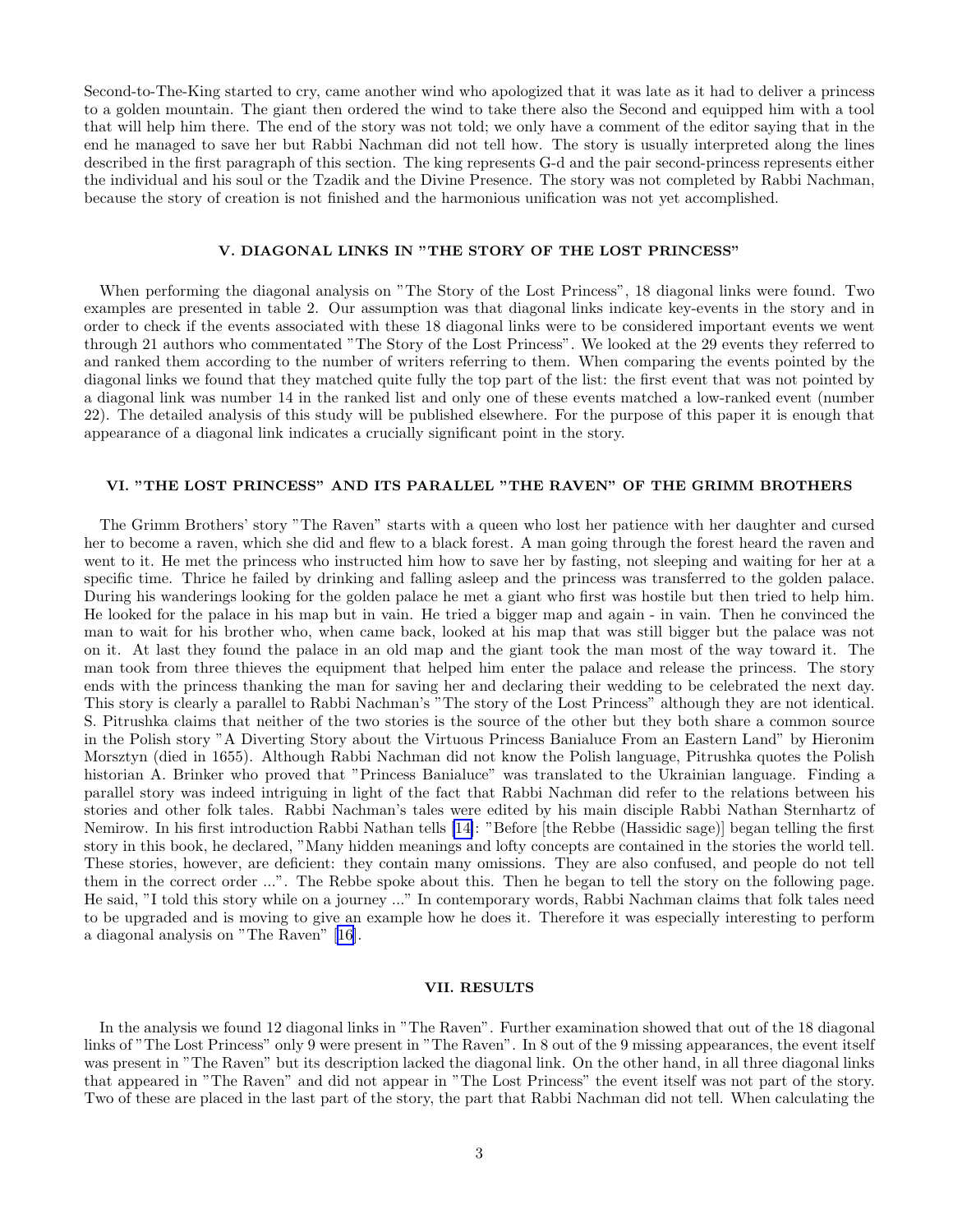Second-to-The-King started to cry, came another wind who apologized that it was late as it had to deliver a princess to a golden mountain. The giant then ordered the wind to take there also the Second and equipped him with a tool that will help him there. The end of the story was not told; we only have a comment of the editor saying that in the end he managed to save her but Rabbi Nachman did not tell how. The story is usually interpreted along the lines described in the first paragraph of this section. The king represents G-d and the pair second-princess represents either the individual and his soul or the Tzadik and the Divine Presence. The story was not completed by Rabbi Nachman, because the story of creation is not finished and the harmonious unification was not yet accomplished.

## V. DIAGONAL LINKS IN "THE STORY OF THE LOST PRINCESS"

When performing the diagonal analysis on "The Story of the Lost Princess", 18 diagonal links were found. Two examples are presented in table 2. Our assumption was that diagonal links indicate key-events in the story and in order to check if the events associated with these 18 diagonal links were to be considered important events we went through 21 authors who commentated "The Story of the Lost Princess". We looked at the 29 events they referred to and ranked them according to the number of writers referring to them. When comparing the events pointed by the diagonal links we found that they matched quite fully the top part of the list: the first event that was not pointed by a diagonal link was number 14 in the ranked list and only one of these events matched a low-ranked event (number 22). The detailed analysis of this study will be published elsewhere. For the purpose of this paper it is enough that appearance of a diagonal link indicates a crucially significant point in the story.

## VI. "THE LOST PRINCESS" AND ITS PARALLEL "THE RAVEN" OF THE GRIMM BROTHERS

The Grimm Brothers' story "The Raven" starts with a queen who lost her patience with her daughter and cursed her to become a raven, which she did and flew to a black forest. A man going through the forest heard the raven and went to it. He met the princess who instructed him how to save her by fasting, not sleeping and waiting for her at a specific time. Thrice he failed by drinking and falling asleep and the princess was transferred to the golden palace. During his wanderings looking for the golden palace he met a giant who first was hostile but then tried to help him. He looked for the palace in his map but in vain. He tried a bigger map and again - in vain. Then he convinced the man to wait for his brother who, when came back, looked at his map that was still bigger but the palace was not on it. At last they found the palace in an old map and the giant took the man most of the way toward it. The man took from three thieves the equipment that helped him enter the palace and release the princess. The story ends with the princess thanking the man for saving her and declaring their wedding to be celebrated the next day. This story is clearly a parallel to Rabbi Nachman's "The story of the Lost Princess" although they are not identical. S. Pitrushka claims that neither of the two stories is the source of the other but they both share a common source in the Polish story "A Diverting Story about the Virtuous Princess Banialuce From an Eastern Land" by Hieronim Morsztyn (died in 1655). Although Rabbi Nachman did not know the Polish language, Pitrushka quotes the Polish historian A. Brinker who proved that "Princess Banialuce" was translated to the Ukrainian language. Finding a parallel story was indeed intriguing in light of the fact that Rabbi Nachman did refer to the relations between his stories and other folk tales. Rabbi Nachman's tales were edited by his main disciple Rabbi Nathan Sternhartz of Nemirow. In his first introduction Rabbi Nathan tells [14]: "Before [the Rebbe (Hassidic sage)] began telling the first story in this book, he declared, "Many hidden meanings and lofty concepts are contained in the stories the world tell. These stories, however, are deficient: they contain many omissions. They are also confused, and people do not tell them in the correct order ...". The Rebbe spoke about this. Then he began to tell the story on the following page. He said, "I told this story while on a journey ..." In contemporary words, Rabbi Nachman claims that folk tales need to be upgraded and is moving to give an example how he does it. Therefore it was especially interesting to perform a diagonal analysis on "The Raven" [16].

## VII. RESULTS

In the analysis we found 12 diagonal links in "The Raven". Further examination showed that out of the 18 diagonal links of "The Lost Princess" only 9 were present in "The Raven". In 8 out of the 9 missing appearances, the event itself was present in "The Raven" but its description lacked the diagonal link. On the other hand, in all three diagonal links that appeared in "The Raven" and did not appear in "The Lost Princess" the event itself was not part of the story. Two of these are placed in the last part of the story, the part that Rabbi Nachman did not tell. When calculating the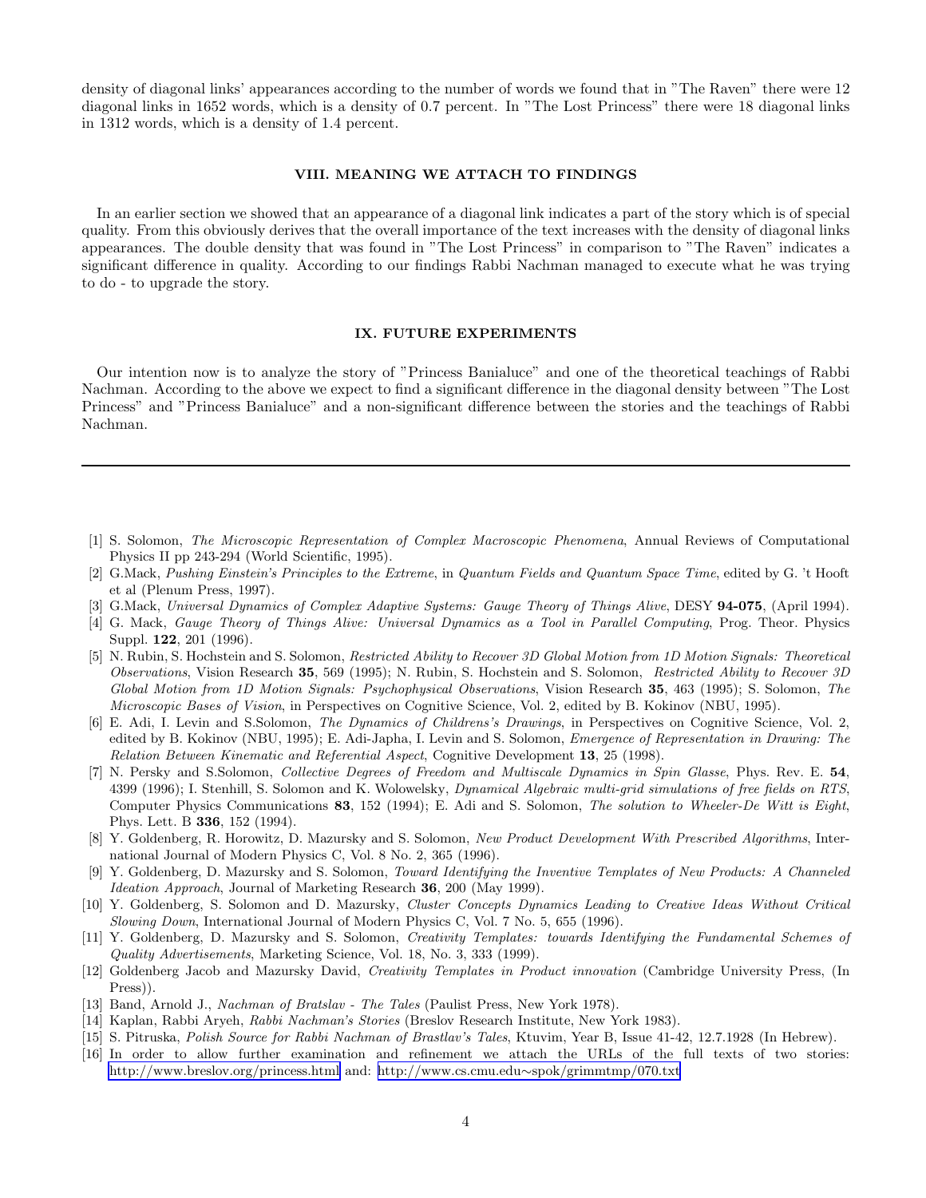density of diagonal links' appearances according to the number of words we found that in "The Raven" there were 12 diagonal links in 1652 words, which is a density of 0.7 percent. In "The Lost Princess" there were 18 diagonal links in 1312 words, which is a density of 1.4 percent.

## VIII. MEANING WE ATTACH TO FINDINGS

In an earlier section we showed that an appearance of a diagonal link indicates a part of the story which is of special quality. From this obviously derives that the overall importance of the text increases with the density of diagonal links appearances. The double density that was found in "The Lost Princess" in comparison to "The Raven" indicates a significant difference in quality. According to our findings Rabbi Nachman managed to execute what he was trying to do - to upgrade the story.

## IX. FUTURE EXPERIMENTS

Our intention now is to analyze the story of "Princess Banialuce" and one of the theoretical teachings of Rabbi Nachman. According to the above we expect to find a significant difference in the diagonal density between "The Lost Princess" and "Princess Banialuce" and a non-significant difference between the stories and the teachings of Rabbi Nachman.

---

[1] S. Solomon, *The Microscopic Representation of Complex Macroscopic Phenomena*, Annual Reviews of Computational Physics II pp 243-294 (World Scientific, 1995).

[2] G.Mack, *Pushing Einstein's Principles to the Extreme*, in *Quantum Fields and Quantum Space Time*, edited by G. 't Hooft et al (Plenum Press, 1997).

[3] G.Mack, *Universal Dynamics of Complex Adaptive Systems: Gauge Theory of Things Alive*, DESY **94-075**, (April 1994).

[4] G. Mack, *Gauge Theory of Things Alive: Universal Dynamics as a Tool in Parallel Computing*, Prog. Theor. Physics Suppl. **122**, 201 (1996).

[5] N. Rubin, S. Hochstein and S. Solomon, *Restricted Ability to Recover 3D Global Motion from 1D Motion Signals: Theoretical Observations*, Vision Research **35**, 569 (1995); N. Rubin, S. Hochstein and S. Solomon, *Restricted Ability to Recover 3D Global Motion from 1D Motion Signals: Psychophysical Observations*, Vision Research **35**, 463 (1995); S. Solomon, *The Microscopic Bases of Vision*, in Perspectives on Cognitive Science, Vol. 2, edited by B. Kokinov (NBU, 1995).

[6] E. Adi, I. Levin and S.Solomon, *The Dynamics of Childrens's Drawings*, in Perspectives on Cognitive Science, Vol. 2, edited by B. Kokinov (NBU, 1995); E. Adi-Japha, I. Levin and S. Solomon, *Emergence of Representation in Drawing: The Relation Between Kinematic and Referential Aspect*, Cognitive Development **13**, 25 (1998).

[7] N. Persky and S.Solomon, *Collective Degrees of Freedom and Multiscale Dynamics in Spin Glasse*, Phys. Rev. E. **54**, 4399 (1996); I. Stenhill, S. Solomon and K. Wolowelsky, *Dynamical Algebraic multi-grid simulations of free fields on RTS*, Computer Physics Communications **83**, 152 (1994); E. Adi and S. Solomon, *The solution to Wheeler-De Witt is Eight*, Phys. Lett. B **336**, 152 (1994).

[8] Y. Goldenberg, R. Horowitz, D. Mazursky and S. Solomon, *New Product Development With Prescribed Algorithms*, International Journal of Modern Physics C, Vol. 8 No. 2, 365 (1996).

[9] Y. Goldenberg, D. Mazursky and S. Solomon, *Toward Identifying the Inventive Templates of New Products: A Channeled Ideation Approach*, Journal of Marketing Research **36**, 200 (May 1999).

[10] Y. Goldenberg, S. Solomon and D. Mazursky, *Cluster Concepts Dynamics Leading to Creative Ideas Without Critical Slowing Down*, International Journal of Modern Physics C, Vol. 7 No. 5, 655 (1996).

[11] Y. Goldenberg, D. Mazursky and S. Solomon, *Creativity Templates: towards Identifying the Fundamental Schemes of Quality Advertisements*, Marketing Science, Vol. 18, No. 3, 333 (1999).

[12] Goldenberg Jacob and Mazursky David, *Creativity Templates in Product innovation* (Cambridge University Press, (In Press)).

[13] Band, Arnold J., *Nachman of Bratslav - The Tales* (Paulist Press, New York 1978).

[14] Kaplan, Rabbi Aryeh, *Rabbi Nachman's Stories* (Breslov Research Institute, New York 1983).

[15] S. Pitruska, *Polish Source for Rabbi Nachman of Brastlav's Tales*, Ktuvim, Year B, Issue 41-42, 12.7.1928 (In Hebrew).

[16] In order to allow further examination and refinement we attach the URLs of the full texts of two stories: http://www.breslov.org/princess.html and: http://www.cs.cmu.edu∼spok/grimmtmp/070.txt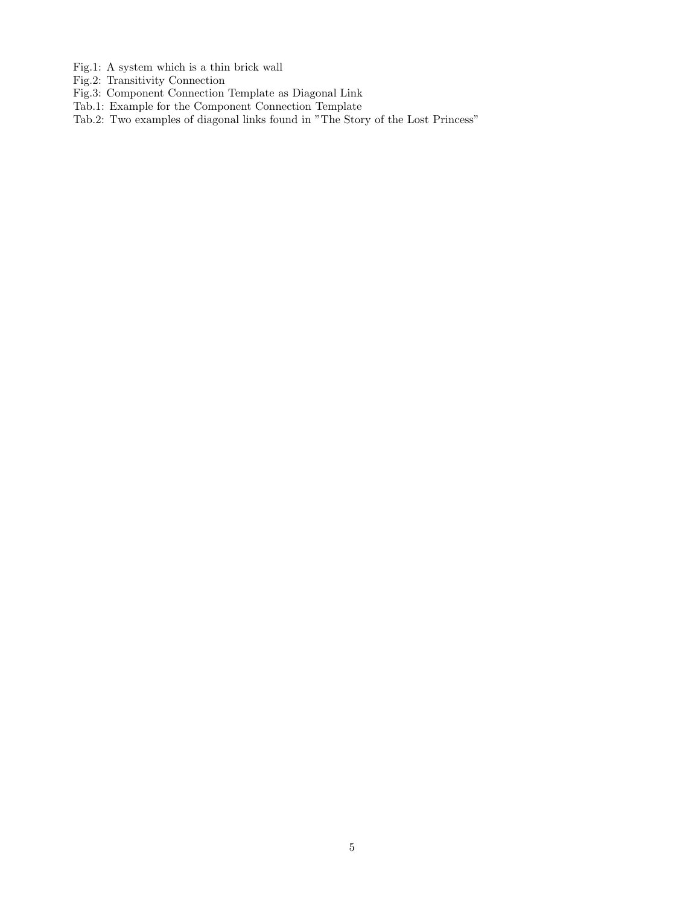Fig.1: A system which is a thin brick wall
Fig.2: Transitivity Connection
Fig.3: Component Connection Template as Diagonal Link
Tab.1: Example for the Component Connection Template
Tab.2: Two examples of diagonal links found in "The Story of the Lost Princess"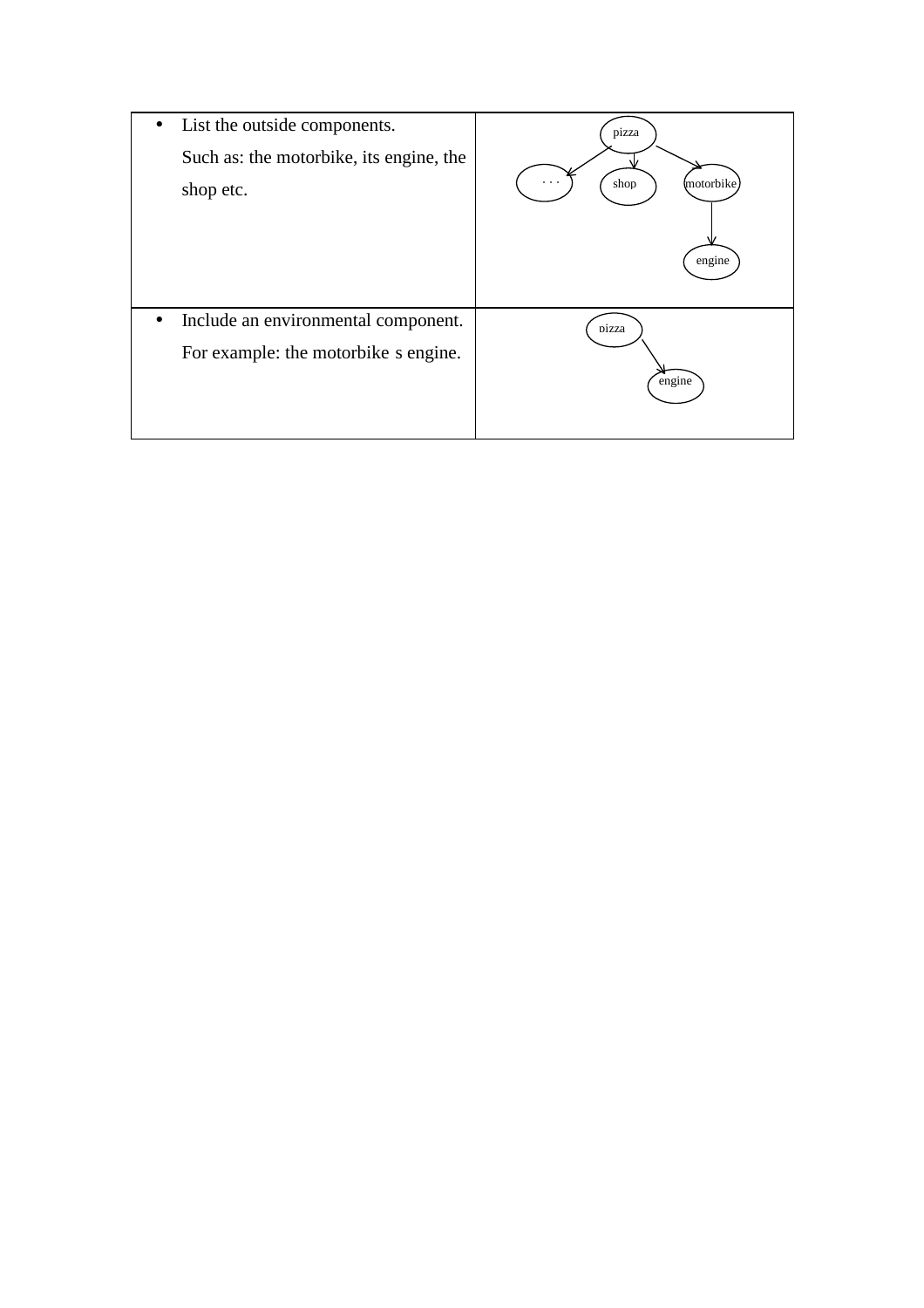| | |
|---|---|
| • List the outside components. Such as: the motorbike, its engine, the shop etc. | pizza → . . . , shop, motorbike; motorbike → engine |
| • Include an environmental component. For example: the motorbike s engine. | pizza → engine |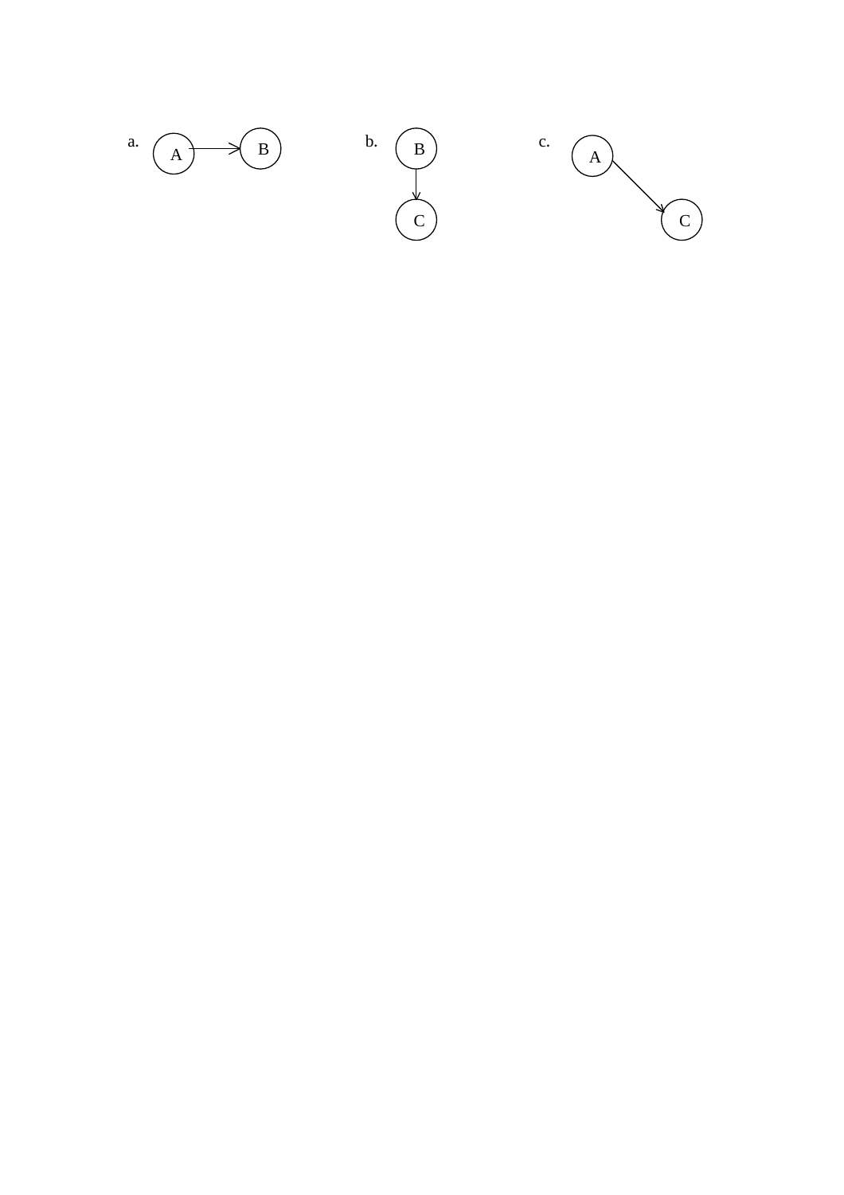a. A → B

b. B → C

c. A → C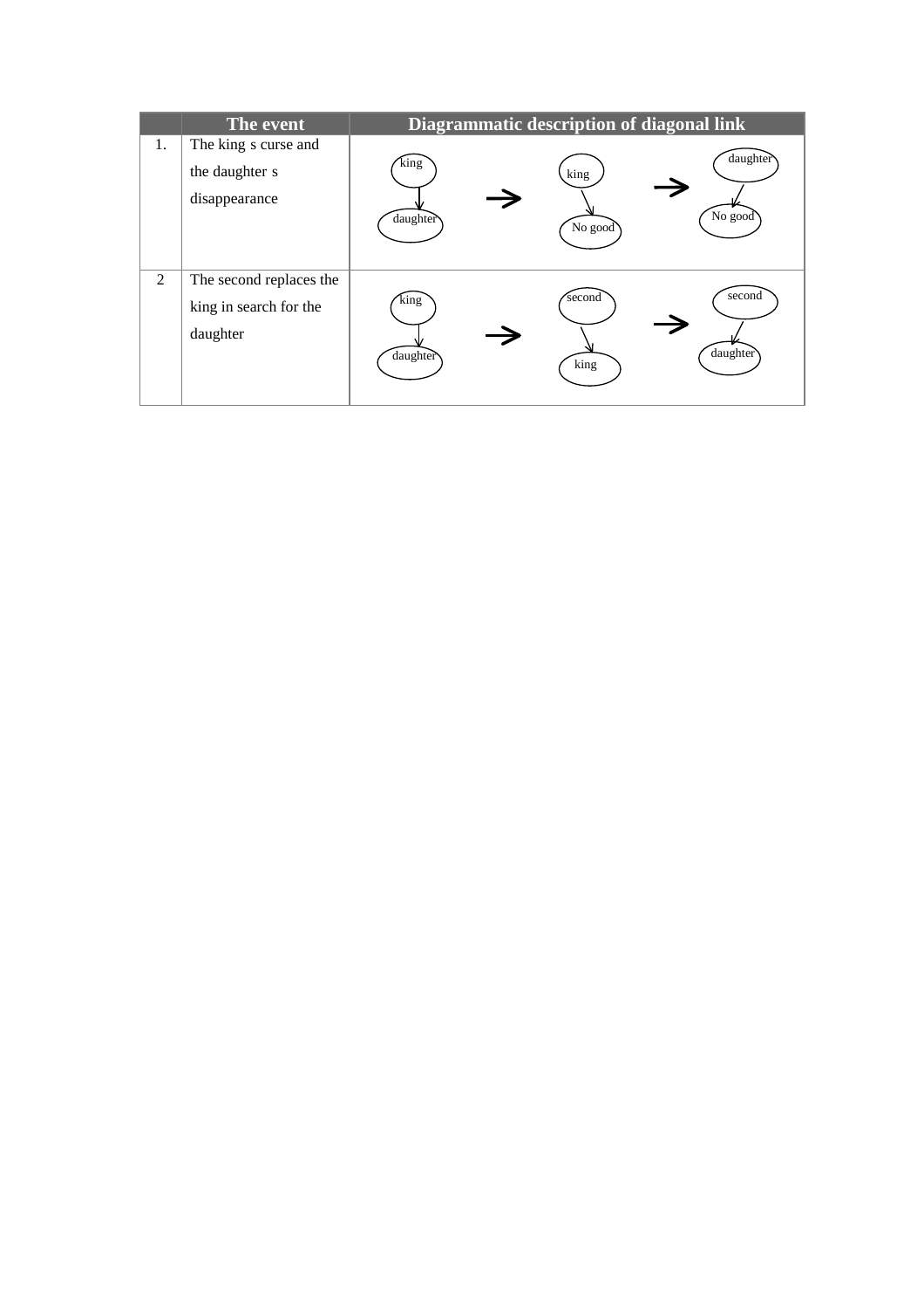|  | The event | Diagrammatic description of diagonal link |
|---|---|---|
| 1. | The king s curse and the daughter s disappearance | king → daughter → king → No good → daughter → No good |
| 2 | The second replaces the king in search for the daughter | king → daughter → second → king → second → daughter |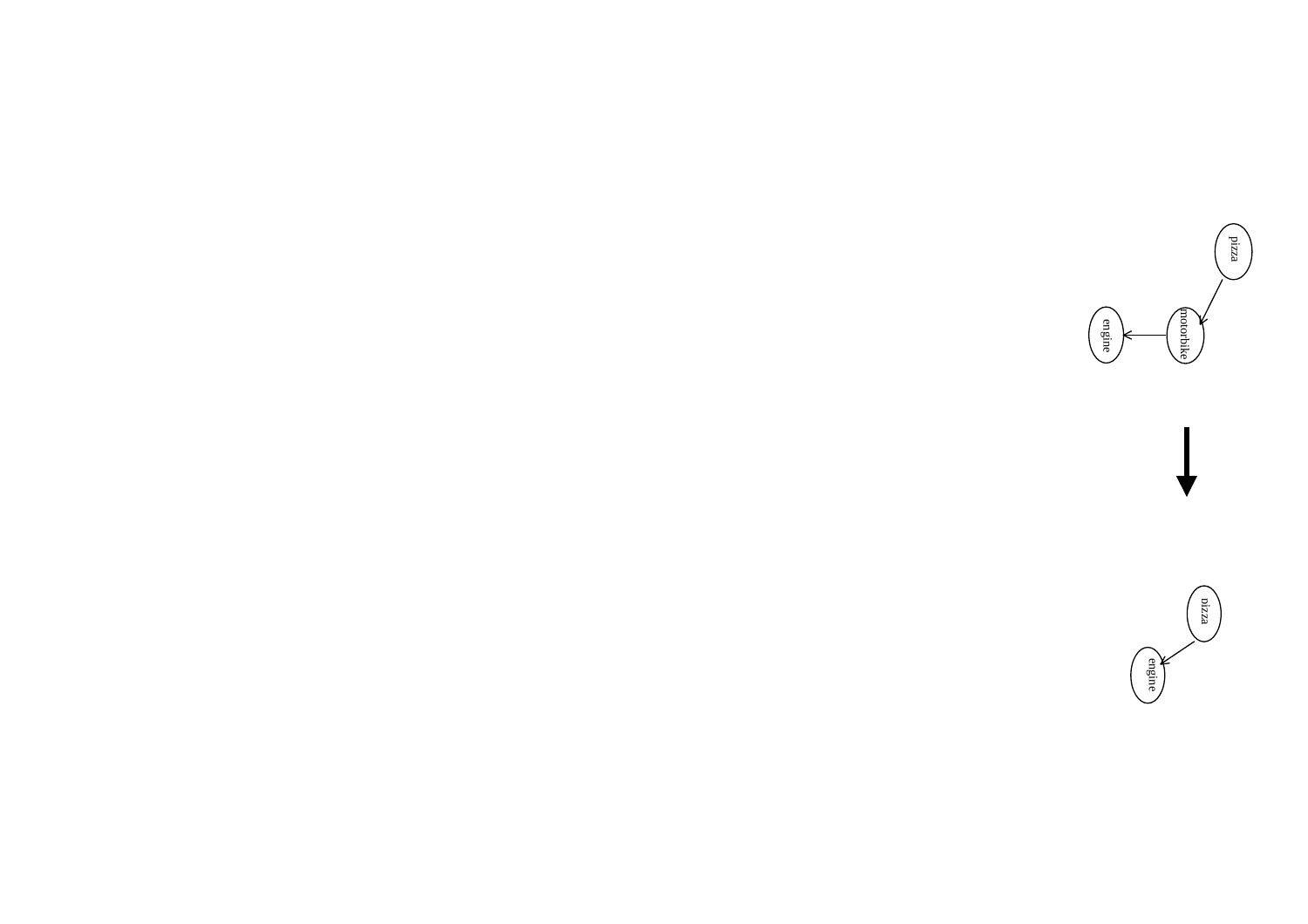pizza

motorbike

engine

pizza

engine